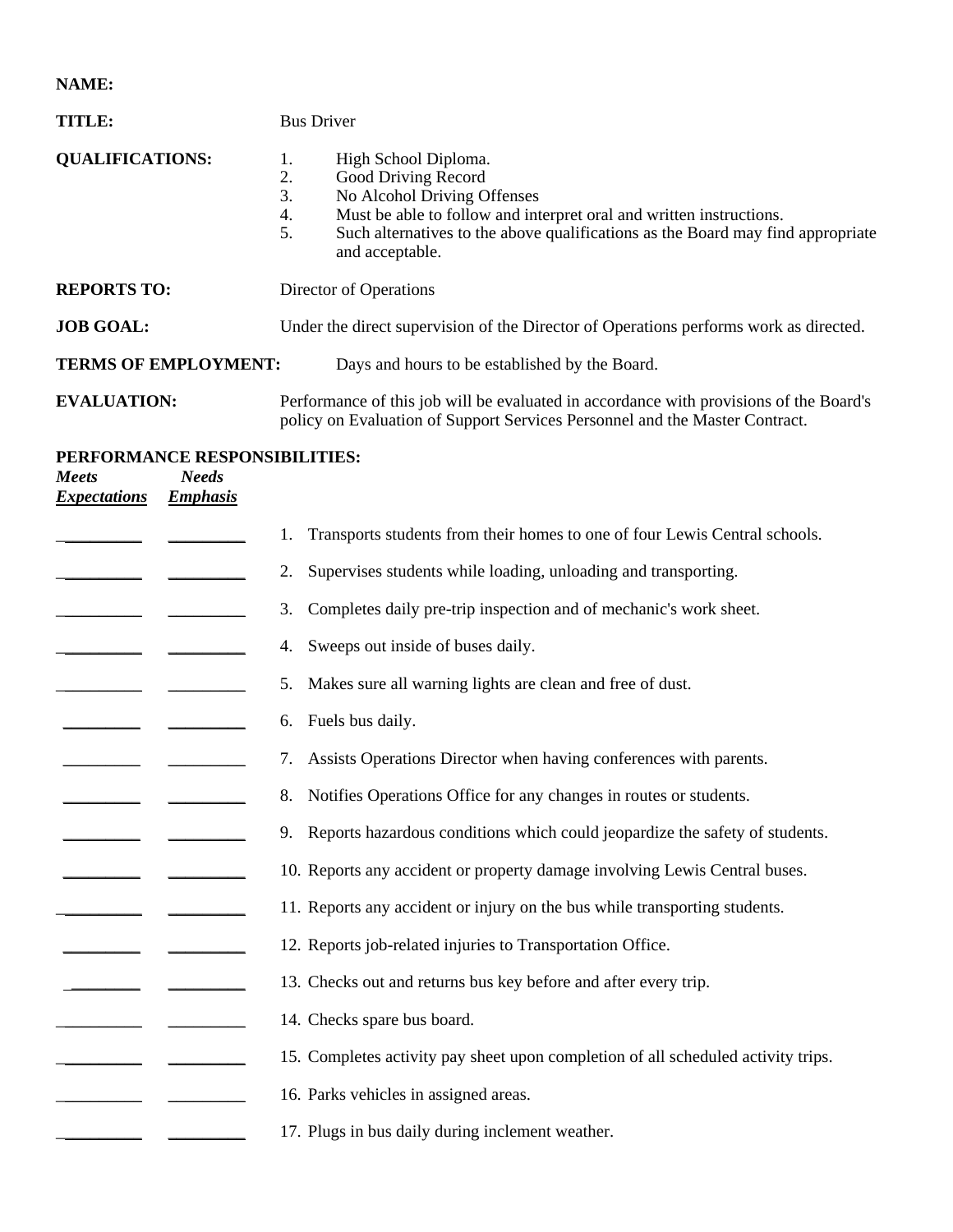**NAME:**

**TITLE:** Bus Driver

**QUALIFICATIONS:**

1. High School Diploma.
2. Good Driving Record
3. No Alcohol Driving Offenses
4. Must be able to follow and interpret oral and written instructions.
5. Such alternatives to the above qualifications as the Board may find appropriate and acceptable.

**REPORTS TO:** Director of Operations

**JOB GOAL:** Under the direct supervision of the Director of Operations performs work as directed.

**TERMS OF EMPLOYMENT:** Days and hours to be established by the Board.

**EVALUATION:** Performance of this job will be evaluated in accordance with provisions of the Board's policy on Evaluation of Support Services Personnel and the Master Contract.

**PERFORMANCE RESPONSIBILITIES:**

| ***Meets Expectations*** | ***Needs Emphasis*** | |
|---|---|---|
| __________ | __________ | 1. Transports students from their homes to one of four Lewis Central schools. |
| __________ | __________ | 2. Supervises students while loading, unloading and transporting. |
| __________ | __________ | 3. Completes daily pre-trip inspection and of mechanic's work sheet. |
| __________ | __________ | 4. Sweeps out inside of buses daily. |
| __________ | __________ | 5. Makes sure all warning lights are clean and free of dust. |
| __________ | __________ | 6. Fuels bus daily. |
| __________ | __________ | 7. Assists Operations Director when having conferences with parents. |
| __________ | __________ | 8. Notifies Operations Office for any changes in routes or students. |
| __________ | __________ | 9. Reports hazardous conditions which could jeopardize the safety of students. |
| __________ | __________ | 10. Reports any accident or property damage involving Lewis Central buses. |
| __________ | __________ | 11. Reports any accident or injury on the bus while transporting students. |
| __________ | __________ | 12. Reports job-related injuries to Transportation Office. |
| __________ | __________ | 13. Checks out and returns bus key before and after every trip. |
| __________ | __________ | 14. Checks spare bus board. |
| __________ | __________ | 15. Completes activity pay sheet upon completion of all scheduled activity trips. |
| __________ | __________ | 16. Parks vehicles in assigned areas. |
| __________ | __________ | 17. Plugs in bus daily during inclement weather. |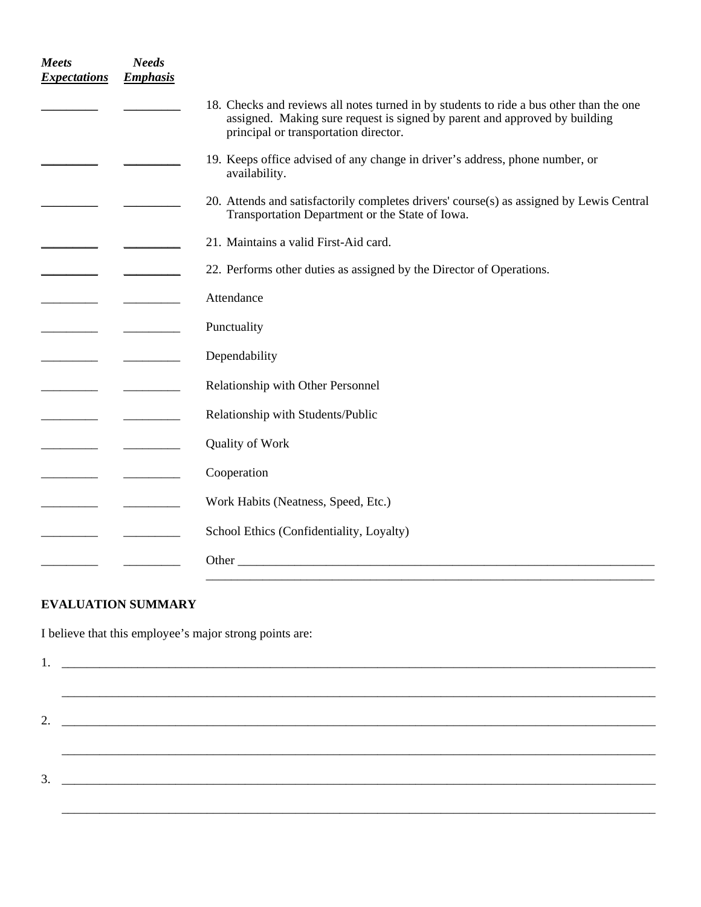| *Meets Expectations* | *Needs Emphasis* | |
|---|---|---|
| _________ | _________ | 18. Checks and reviews all notes turned in by students to ride a bus other than the one assigned. Making sure request is signed by parent and approved by building principal or transportation director. |
| _________ | _________ | 19. Keeps office advised of any change in driver's address, phone number, or availability. |
| _________ | _________ | 20. Attends and satisfactorily completes drivers' course(s) as assigned by Lewis Central Transportation Department or the State of Iowa. |
| _________ | _________ | 21. Maintains a valid First-Aid card. |
| _________ | _________ | 22. Performs other duties as assigned by the Director of Operations. |
| _________ | _________ | Attendance |
| _________ | _________ | Punctuality |
| _________ | _________ | Dependability |
| _________ | _________ | Relationship with Other Personnel |
| _________ | _________ | Relationship with Students/Public |
| _________ | _________ | Quality of Work |
| _________ | _________ | Cooperation |
| _________ | _________ | Work Habits (Neatness, Speed, Etc.) |
| _________ | _________ | School Ethics (Confidentiality, Loyalty) |
| _________ | _________ | Other ______________________________________________________________________ |

**EVALUATION SUMMARY**

I believe that this employee's major strong points are:

1. ______________________________________________________________________________

   ______________________________________________________________________________

2. ______________________________________________________________________________

   ______________________________________________________________________________

3. ______________________________________________________________________________

   ______________________________________________________________________________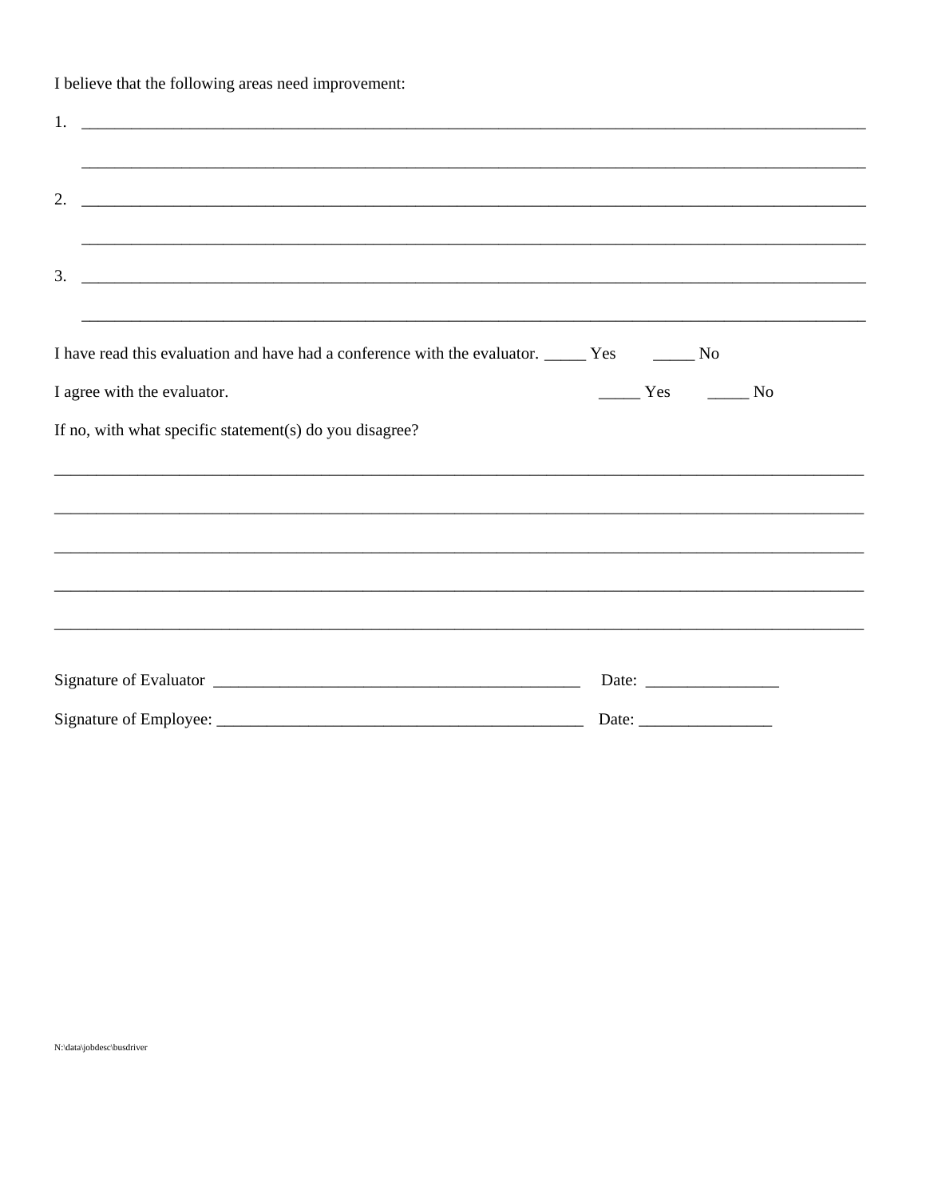I believe that the following areas need improvement:

1. ____________________________________________________________________________________________

   ____________________________________________________________________________________________

2. ____________________________________________________________________________________________

   ____________________________________________________________________________________________

3. ____________________________________________________________________________________________

   ____________________________________________________________________________________________

I have read this evaluation and have had a conference with the evaluator. _____ Yes _____ No

I agree with the evaluator. _____ Yes _____ No

If no, with what specific statement(s) do you disagree?

_______________________________________________________________________________________________

_______________________________________________________________________________________________

_______________________________________________________________________________________________

_______________________________________________________________________________________________

_______________________________________________________________________________________________

Signature of Evaluator ____________________________________________ Date: ________________

Signature of Employee: ____________________________________________ Date: ________________

N:\data\jobdesc\busdriver